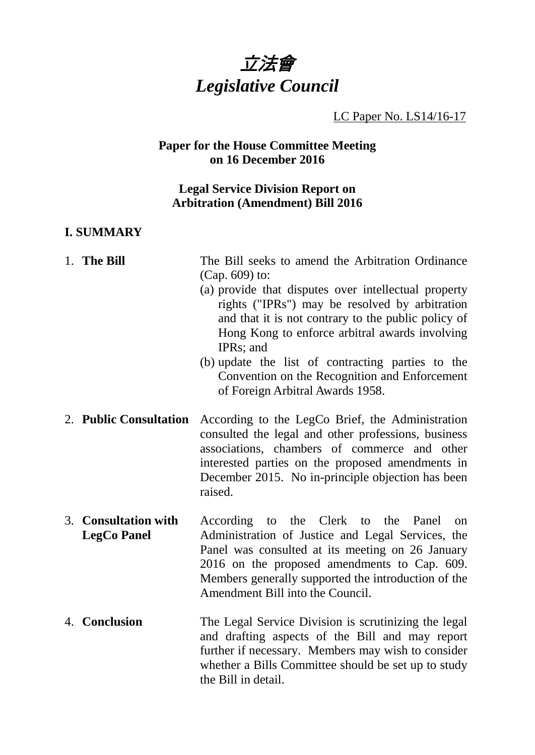# *立法會*
# *Legislative Council*

LC Paper No. LS14/16-17

**Paper for the House Committee Meeting on 16 December 2016**

**Legal Service Division Report on Arbitration (Amendment) Bill 2016**

## I. SUMMARY

1. **The Bill** The Bill seeks to amend the Arbitration Ordinance (Cap. 609) to:
   (a) provide that disputes over intellectual property rights ("IPRs") may be resolved by arbitration and that it is not contrary to the public policy of Hong Kong to enforce arbitral awards involving IPRs; and
   (b) update the list of contracting parties to the Convention on the Recognition and Enforcement of Foreign Arbitral Awards 1958.

2. **Public Consultation** According to the LegCo Brief, the Administration consulted the legal and other professions, business associations, chambers of commerce and other interested parties on the proposed amendments in December 2015. No in-principle objection has been raised.

3. **Consultation with LegCo Panel** According to the Clerk to the Panel on Administration of Justice and Legal Services, the Panel was consulted at its meeting on 26 January 2016 on the proposed amendments to Cap. 609. Members generally supported the introduction of the Amendment Bill into the Council.

4. **Conclusion** The Legal Service Division is scrutinizing the legal and drafting aspects of the Bill and may report further if necessary. Members may wish to consider whether a Bills Committee should be set up to study the Bill in detail.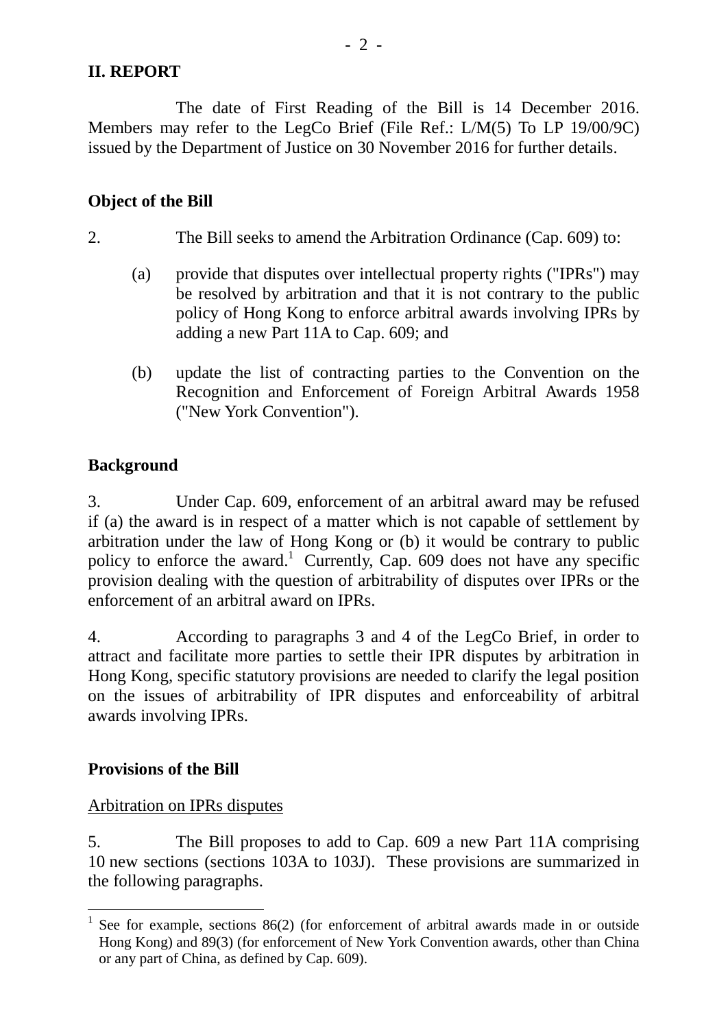## II. REPORT

The date of First Reading of the Bill is 14 December 2016. Members may refer to the LegCo Brief (File Ref.: L/M(5) To LP 19/00/9C) issued by the Department of Justice on 30 November 2016 for further details.

### Object of the Bill

2. The Bill seeks to amend the Arbitration Ordinance (Cap. 609) to:

(a) provide that disputes over intellectual property rights ("IPRs") may be resolved by arbitration and that it is not contrary to the public policy of Hong Kong to enforce arbitral awards involving IPRs by adding a new Part 11A to Cap. 609; and

(b) update the list of contracting parties to the Convention on the Recognition and Enforcement of Foreign Arbitral Awards 1958 ("New York Convention").

### Background

3. Under Cap. 609, enforcement of an arbitral award may be refused if (a) the award is in respect of a matter which is not capable of settlement by arbitration under the law of Hong Kong or (b) it would be contrary to public policy to enforce the award.[1] Currently, Cap. 609 does not have any specific provision dealing with the question of arbitrability of disputes over IPRs or the enforcement of an arbitral award on IPRs.

4. According to paragraphs 3 and 4 of the LegCo Brief, in order to attract and facilitate more parties to settle their IPR disputes by arbitration in Hong Kong, specific statutory provisions are needed to clarify the legal position on the issues of arbitrability of IPR disputes and enforceability of arbitral awards involving IPRs.

### Provisions of the Bill

Arbitration on IPRs disputes

5. The Bill proposes to add to Cap. 609 a new Part 11A comprising 10 new sections (sections 103A to 103J). These provisions are summarized in the following paragraphs.

---

[1] See for example, sections 86(2) (for enforcement of arbitral awards made in or outside Hong Kong) and 89(3) (for enforcement of New York Convention awards, other than China or any part of China, as defined by Cap. 609).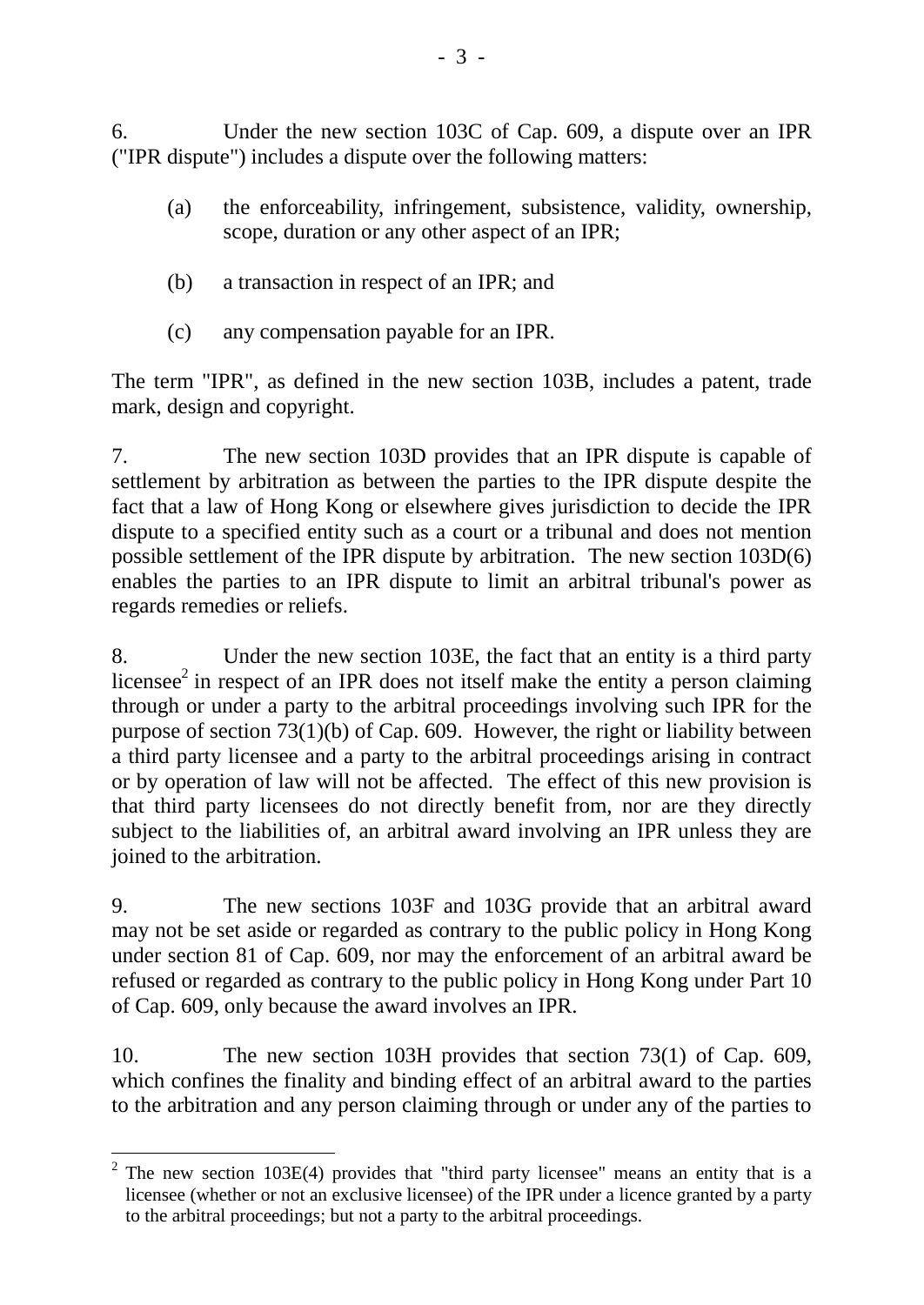6. Under the new section 103C of Cap. 609, a dispute over an IPR ("IPR dispute") includes a dispute over the following matters:

(a) the enforceability, infringement, subsistence, validity, ownership, scope, duration or any other aspect of an IPR;

(b) a transaction in respect of an IPR; and

(c) any compensation payable for an IPR.

The term "IPR", as defined in the new section 103B, includes a patent, trade mark, design and copyright.

7. The new section 103D provides that an IPR dispute is capable of settlement by arbitration as between the parties to the IPR dispute despite the fact that a law of Hong Kong or elsewhere gives jurisdiction to decide the IPR dispute to a specified entity such as a court or a tribunal and does not mention possible settlement of the IPR dispute by arbitration. The new section 103D(6) enables the parties to an IPR dispute to limit an arbitral tribunal's power as regards remedies or reliefs.

8. Under the new section 103E, the fact that an entity is a third party licensee[2] in respect of an IPR does not itself make the entity a person claiming through or under a party to the arbitral proceedings involving such IPR for the purpose of section 73(1)(b) of Cap. 609. However, the right or liability between a third party licensee and a party to the arbitral proceedings arising in contract or by operation of law will not be affected. The effect of this new provision is that third party licensees do not directly benefit from, nor are they directly subject to the liabilities of, an arbitral award involving an IPR unless they are joined to the arbitration.

9. The new sections 103F and 103G provide that an arbitral award may not be set aside or regarded as contrary to the public policy in Hong Kong under section 81 of Cap. 609, nor may the enforcement of an arbitral award be refused or regarded as contrary to the public policy in Hong Kong under Part 10 of Cap. 609, only because the award involves an IPR.

10. The new section 103H provides that section 73(1) of Cap. 609, which confines the finality and binding effect of an arbitral award to the parties to the arbitration and any person claiming through or under any of the parties to

---

[2] The new section 103E(4) provides that "third party licensee" means an entity that is a licensee (whether or not an exclusive licensee) of the IPR under a licence granted by a party to the arbitral proceedings; but not a party to the arbitral proceedings.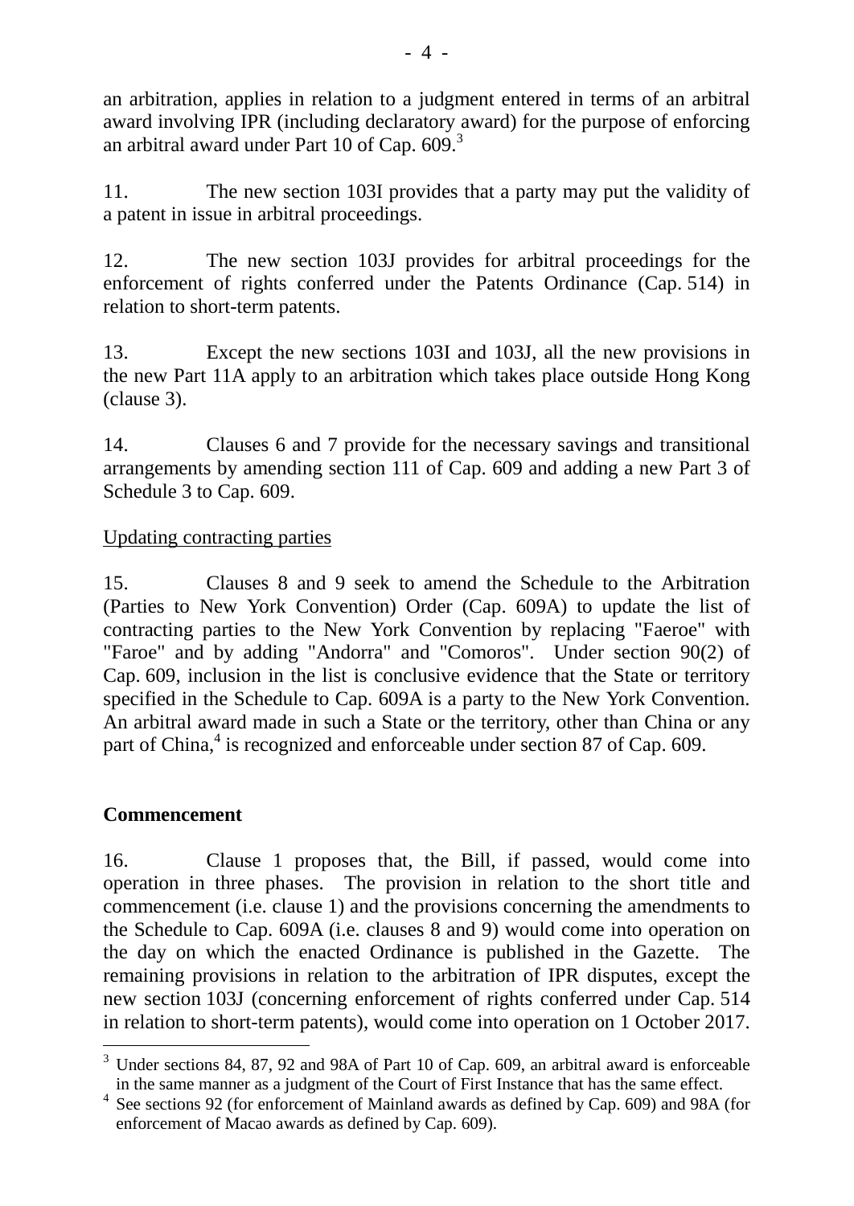an arbitration, applies in relation to a judgment entered in terms of an arbitral award involving IPR (including declaratory award) for the purpose of enforcing an arbitral award under Part 10 of Cap. 609.[3]

11. The new section 103I provides that a party may put the validity of a patent in issue in arbitral proceedings.

12. The new section 103J provides for arbitral proceedings for the enforcement of rights conferred under the Patents Ordinance (Cap. 514) in relation to short-term patents.

13. Except the new sections 103I and 103J, all the new provisions in the new Part 11A apply to an arbitration which takes place outside Hong Kong (clause 3).

14. Clauses 6 and 7 provide for the necessary savings and transitional arrangements by amending section 111 of Cap. 609 and adding a new Part 3 of Schedule 3 to Cap. 609.

<u>Updating contracting parties</u>

15. Clauses 8 and 9 seek to amend the Schedule to the Arbitration (Parties to New York Convention) Order (Cap. 609A) to update the list of contracting parties to the New York Convention by replacing "Faeroe" with "Faroe" and by adding "Andorra" and "Comoros". Under section 90(2) of Cap. 609, inclusion in the list is conclusive evidence that the State or territory specified in the Schedule to Cap. 609A is a party to the New York Convention. An arbitral award made in such a State or the territory, other than China or any part of China,[4] is recognized and enforceable under section 87 of Cap. 609.

**Commencement**

16. Clause 1 proposes that, the Bill, if passed, would come into operation in three phases. The provision in relation to the short title and commencement (i.e. clause 1) and the provisions concerning the amendments to the Schedule to Cap. 609A (i.e. clauses 8 and 9) would come into operation on the day on which the enacted Ordinance is published in the Gazette. The remaining provisions in relation to the arbitration of IPR disputes, except the new section 103J (concerning enforcement of rights conferred under Cap. 514 in relation to short-term patents), would come into operation on 1 October 2017.

---

[3] Under sections 84, 87, 92 and 98A of Part 10 of Cap. 609, an arbitral award is enforceable in the same manner as a judgment of the Court of First Instance that has the same effect.

[4] See sections 92 (for enforcement of Mainland awards as defined by Cap. 609) and 98A (for enforcement of Macao awards as defined by Cap. 609).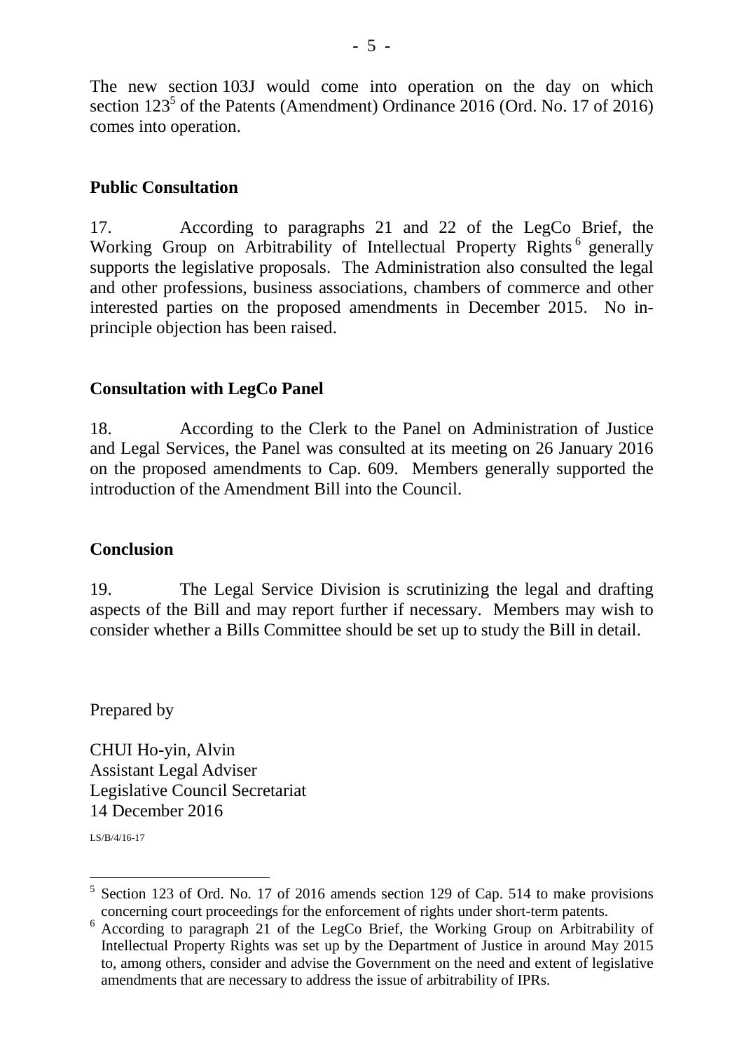The new section 103J would come into operation on the day on which section 123[5] of the Patents (Amendment) Ordinance 2016 (Ord. No. 17 of 2016) comes into operation.

## Public Consultation

17. According to paragraphs 21 and 22 of the LegCo Brief, the Working Group on Arbitrability of Intellectual Property Rights[6] generally supports the legislative proposals. The Administration also consulted the legal and other professions, business associations, chambers of commerce and other interested parties on the proposed amendments in December 2015. No in-principle objection has been raised.

## Consultation with LegCo Panel

18. According to the Clerk to the Panel on Administration of Justice and Legal Services, the Panel was consulted at its meeting on 26 January 2016 on the proposed amendments to Cap. 609. Members generally supported the introduction of the Amendment Bill into the Council.

## Conclusion

19. The Legal Service Division is scrutinizing the legal and drafting aspects of the Bill and may report further if necessary. Members may wish to consider whether a Bills Committee should be set up to study the Bill in detail.

Prepared by

CHUI Ho-yin, Alvin
Assistant Legal Adviser
Legislative Council Secretariat
14 December 2016

LS/B/4/16-17

---

[5] Section 123 of Ord. No. 17 of 2016 amends section 129 of Cap. 514 to make provisions concerning court proceedings for the enforcement of rights under short-term patents.

[6] According to paragraph 21 of the LegCo Brief, the Working Group on Arbitrability of Intellectual Property Rights was set up by the Department of Justice in around May 2015 to, among others, consider and advise the Government on the need and extent of legislative amendments that are necessary to address the issue of arbitrability of IPRs.